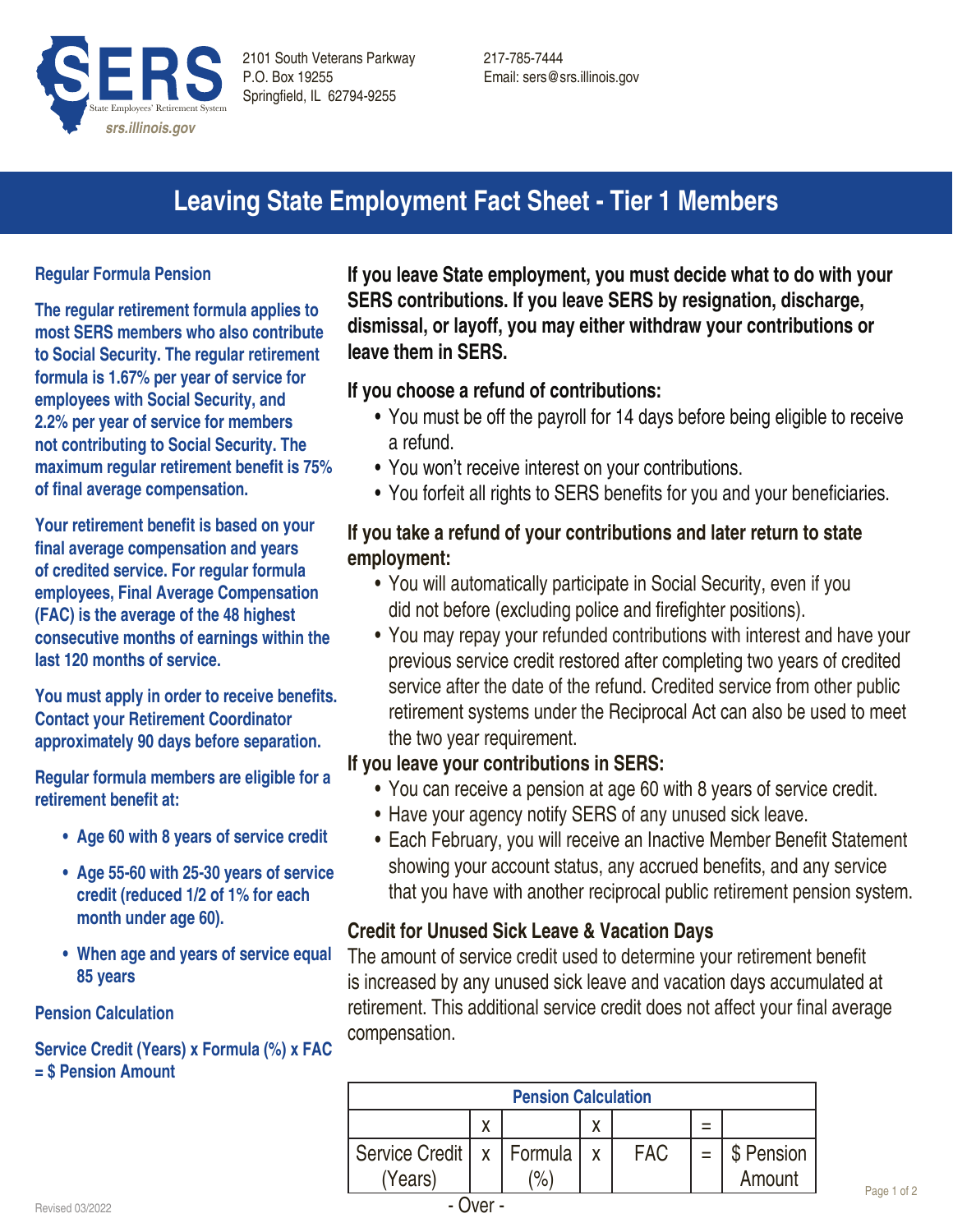SERS State Employees' Retirement System
srs.illinois.gov

2101 South Veterans Parkway
P.O. Box 19255
Springfield, IL 62794-9255

217-785-7444
Email: sers@srs.illinois.gov

# Leaving State Employment Fact Sheet - Tier 1 Members

## Regular Formula Pension

**The regular retirement formula applies to most SERS members who also contribute to Social Security. The regular retirement formula is 1.67% per year of service for employees with Social Security, and 2.2% per year of service for members not contributing to Social Security. The maximum regular retirement benefit is 75% of final average compensation.**

**Your retirement benefit is based on your final average compensation and years of credited service. For regular formula employees, Final Average Compensation (FAC) is the average of the 48 highest consecutive months of earnings within the last 120 months of service.**

**You must apply in order to receive benefits. Contact your Retirement Coordinator approximately 90 days before separation.**

**Regular formula members are eligible for a retirement benefit at:**

- **Age 60 with 8 years of service credit**
- **Age 55-60 with 25-30 years of service credit (reduced 1/2 of 1% for each month under age 60).**
- **When age and years of service equal 85 years**

## Pension Calculation

**Service Credit (Years) x Formula (%) x FAC = $ Pension Amount**

**If you leave State employment, you must decide what to do with your SERS contributions. If you leave SERS by resignation, discharge, dismissal, or layoff, you may either withdraw your contributions or leave them in SERS.**

### If you choose a refund of contributions:

- You must be off the payroll for 14 days before being eligible to receive a refund.
- You won't receive interest on your contributions.
- You forfeit all rights to SERS benefits for you and your beneficiaries.

### If you take a refund of your contributions and later return to state employment:

- You will automatically participate in Social Security, even if you did not before (excluding police and firefighter positions).
- You may repay your refunded contributions with interest and have your previous service credit restored after completing two years of credited service after the date of the refund. Credited service from other public retirement systems under the Reciprocal Act can also be used to meet the two year requirement.

### If you leave your contributions in SERS:

- You can receive a pension at age 60 with 8 years of service credit.
- Have your agency notify SERS of any unused sick leave.
- Each February, you will receive an Inactive Member Benefit Statement showing your account status, any accrued benefits, and any service that you have with another reciprocal public retirement pension system.

### Credit for Unused Sick Leave & Vacation Days

The amount of service credit used to determine your retirement benefit is increased by any unused sick leave and vacation days accumulated at retirement. This additional service credit does not affect your final average compensation.

| Pension Calculation | | | | | | |
|---|---|---|---|---|---|---|
| | x | | x | | = | |
| Service Credit (Years) | x | Formula (%) | x | FAC | = | $ Pension Amount |

- Over -

Revised 03/2022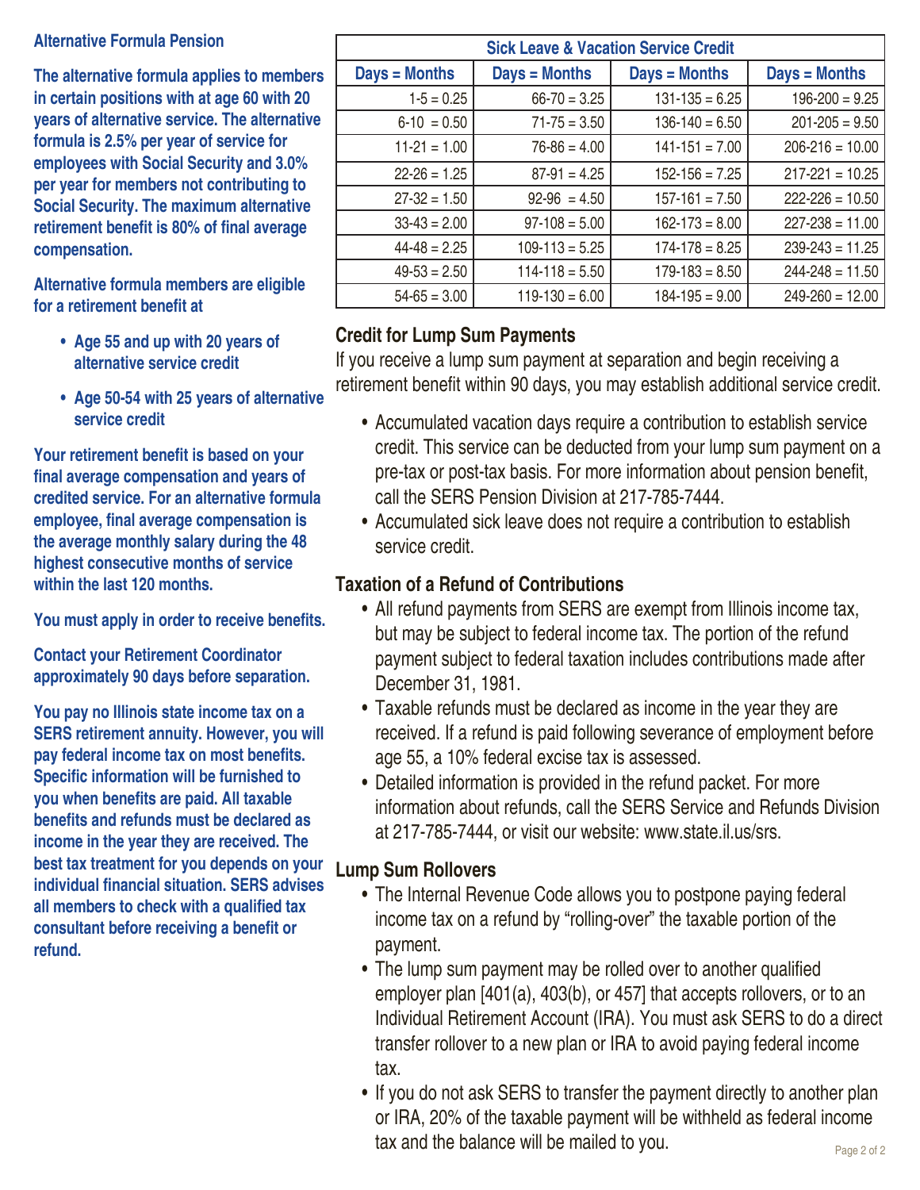## Alternative Formula Pension

**The alternative formula applies to members in certain positions with at age 60 with 20 years of alternative service. The alternative formula is 2.5% per year of service for employees with Social Security and 3.0% per year for members not contributing to Social Security. The maximum alternative retirement benefit is 80% of final average compensation.**

**Alternative formula members are eligible for a retirement benefit at**

- **Age 55 and up with 20 years of alternative service credit**
- **Age 50-54 with 25 years of alternative service credit**

**Your retirement benefit is based on your final average compensation and years of credited service. For an alternative formula employee, final average compensation is the average monthly salary during the 48 highest consecutive months of service within the last 120 months.**

**You must apply in order to receive benefits.**

**Contact your Retirement Coordinator approximately 90 days before separation.**

**You pay no Illinois state income tax on a SERS retirement annuity. However, you will pay federal income tax on most benefits. Specific information will be furnished to you when benefits are paid. All taxable benefits and refunds must be declared as income in the year they are received. The best tax treatment for you depends on your individual financial situation. SERS advises all members to check with a qualified tax consultant before receiving a benefit or refund.**

| Sick Leave & Vacation Service Credit | | | |
|---|---|---|---|
| Days = Months | Days = Months | Days = Months | Days = Months |
| 1-5 = 0.25 | 66-70 = 3.25 | 131-135 = 6.25 | 196-200 = 9.25 |
| 6-10 = 0.50 | 71-75 = 3.50 | 136-140 = 6.50 | 201-205 = 9.50 |
| 11-21 = 1.00 | 76-86 = 4.00 | 141-151 = 7.00 | 206-216 = 10.00 |
| 22-26 = 1.25 | 87-91 = 4.25 | 152-156 = 7.25 | 217-221 = 10.25 |
| 27-32 = 1.50 | 92-96 = 4.50 | 157-161 = 7.50 | 222-226 = 10.50 |
| 33-43 = 2.00 | 97-108 = 5.00 | 162-173 = 8.00 | 227-238 = 11.00 |
| 44-48 = 2.25 | 109-113 = 5.25 | 174-178 = 8.25 | 239-243 = 11.25 |
| 49-53 = 2.50 | 114-118 = 5.50 | 179-183 = 8.50 | 244-248 = 11.50 |
| 54-65 = 3.00 | 119-130 = 6.00 | 184-195 = 9.00 | 249-260 = 12.00 |

## Credit for Lump Sum Payments

If you receive a lump sum payment at separation and begin receiving a retirement benefit within 90 days, you may establish additional service credit.

- Accumulated vacation days require a contribution to establish service credit. This service can be deducted from your lump sum payment on a pre-tax or post-tax basis. For more information about pension benefit, call the SERS Pension Division at 217-785-7444.
- Accumulated sick leave does not require a contribution to establish service credit.

## Taxation of a Refund of Contributions

- All refund payments from SERS are exempt from Illinois income tax, but may be subject to federal income tax. The portion of the refund payment subject to federal taxation includes contributions made after December 31, 1981.
- Taxable refunds must be declared as income in the year they are received. If a refund is paid following severance of employment before age 55, a 10% federal excise tax is assessed.
- Detailed information is provided in the refund packet. For more information about refunds, call the SERS Service and Refunds Division at 217-785-7444, or visit our website: www.state.il.us/srs.

## Lump Sum Rollovers

- The Internal Revenue Code allows you to postpone paying federal income tax on a refund by "rolling-over" the taxable portion of the payment.
- The lump sum payment may be rolled over to another qualified employer plan [401(a), 403(b), or 457] that accepts rollovers, or to an Individual Retirement Account (IRA). You must ask SERS to do a direct transfer rollover to a new plan or IRA to avoid paying federal income tax.
- If you do not ask SERS to transfer the payment directly to another plan or IRA, 20% of the taxable payment will be withheld as federal income tax and the balance will be mailed to you.